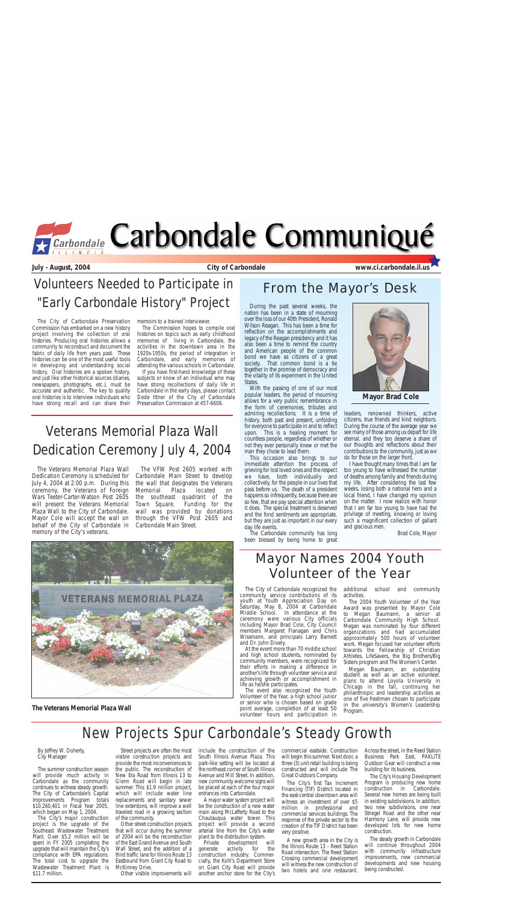# Carbondale Communiqué

**July - August, 2004** **City of Carbondale** **www.ci.carbondale.il.us**

## Volunteers Needed to Participate in "Early Carbondale History" Project

The City of Carbondale Preservation Commission has embarked on a new history project involving the collection of oral histories. Producing oral histories allows a community to reconstruct and document the fabric of daily life from years past. These histories can be one of the most useful tools in developing and understanding social history. Oral histories are a spoken history, and just like other historical sources (diaries, newspapers, photographs, etc.), must be accurate and authentic. The key to quality oral histories is to interview individuals who have strong recall and can share their memoirs to a trained interviewer.

The Commission hopes to compile oral histories on topics such as early childhood memories of living in Carbondale, the activities in the downtown area in the 1920s-1950s, the period of integration in Carbondale, and early memories of attending the various schools in Carbondale.

If you have first-hand knowledge of these subjects or know of an individual who may have strong recollections of daily life in Carbondale in the early days, please contact Dede Ittner of the City of Carbondale Preservation Commission at 457-6606.

## Veterans Memorial Plaza Wall Dedication Ceremony July 4, 2004

The Veterans Memorial Plaza Wall Dedication Ceremony is scheduled for July 4, 2004 at 2:00 p.m. During this ceremony, the Veterans of Foreign Wars Teeter-Carter-Watson Post 2605 will present the Veterans Memorial Plaza Wall to the City of Carbondale. Mayor Cole will accept the wall on behalf of the City of Carbondale in memory of the City's veterans.

The VFW Post 2605 worked with Carbondale Main Street to develop the wall that designates the Veterans Memorial Plaza located on the southeast quadrant of the Town Square. Funding for the wall was provided by donations through the VFW Post 2605 and Carbondale Main Street.

**The Veterans Memorial Plaza Wall**

## From the Mayor's Desk

During the past several weeks, the nation has been in a state of mourning over the loss of our 40th President, Ronald Wilson Reagan. This has been a time for reflection on the accomplishments and legacy of the Reagan presidency and it has also been a time to remind the country and American people of the common bond we have as citizens of a great society. That common bond is a tie together in the promise of democracy and the vitality of its experiment in the United States.

With the passing of one of our most popular leaders, the period of mourning allows for a very public remembrance in the form of ceremonies, tributes and admiring recollections. It is a time of history, both past and present, unfolding for everyone to participate in and to reflect upon. This is a healing moment for countless people, regardless of whether or not they ever personally knew or met the man they chose to lead them.

This occasion also brings to our immediate attention the process of grieving for lost loved ones and the respect we have, both individually and collectively, for the people in our lives that pass before us. The death of a president happens so infrequently, because there are so few, that we pay special attention when it does. The special treatment is deserved and the fond sentiments are appropriate, but they are just as important in our every day life events.

The Carbondale community has long been blessed by being home to great leaders, renowned thinkers, active citizens, true friends and kind neighbors. During the course of the average year we see many of those among us depart for life eternal, and they too deserve a share of our thoughts and reflections about their contributions to the community, just as we do for those on the larger front.

I have thought many times that I am far too young to have witnessed the number of deaths among family and friends during my life. After considering the last few weeks, losing both a national hero and a local friend, I have changed my opinion on the matter. I now realize with honor that I am far too young to have had the privilege of meeting, knowing or loving such a magnificent collection of gallant and gracious men.

Brad Cole, Mayor

**Mayor Brad Cole**

## Mayor Names 2004 Youth Volunteer of the Year

The City of Carbondale recognized the community service contributions of its youth at Youth Appreciation Day on Saturday, May 8, 2004 at Carbondale Middle School. In attendance at the ceremony were various City officials including Mayor Brad Cole, City Council members Margaret Flanagan and Chris Wissmann, and principals Larry Barnett and Dr. John Dively.

At the event more than 70 middle school and high school students, nominated by community members, were recognized for their efforts in making a difference in another's life through volunteer service and achieving growth or accomplishment in life as he/she participates.

The event also recognized the Youth Volunteer of the Year, a high school junior or senior who is chosen based on grade point average, completion of at least 50 volunteer hours and participation in additional school and community activities.

The 2004 Youth Volunteer of the Year Award was presented by Mayor Cole to Megan Baumann, a senior at Carbondale Community High School. Megan was nominated by four different organizations and had accumulated approximately 500 hours of volunteer work. Megan focused her volunteer efforts towards the Fellowship of Christian Athletes, LifeSavers, the Big Brothers/Big Sisters program and The Women's Center.

Megan Baumann, an outstanding student as well as an active volunteer, plans to attend Loyola University in Chicago in the fall, continuing her philanthropic and leadership activities as one of five freshmen chosen to participate in the university's Women's Leadership Program.

## New Projects Spur Carbondale's Steady Growth

By Jeffrey W. Doherty,
City Manager

The summer construction season will provide much activity in Carbondale as the community continues to witness steady growth. The City of Carbondale's Capital Improvements Program totals $10,260,401 in Fiscal Year 2005, which began on May 1, 2004.

The City's major construction project is the upgrade of the Southeast Wastewater Treatment Plant. Over $5.2 million will be spent in FY 2005 completing the upgrade that will maintain the City's compliance with EPA regulations. The total cost to upgrade the Wastewater Treatment Plant is $11.7 million.

Street projects are often the most visible construction projects and provide the most inconveniences to the public. The reconstruction of New Era Road from Illinois 13 to Glenn Road will begin in late summer. This $1.9 million project, which will include water line replacements and sanitary sewer line extentions, will improve a well traveled road in a growing section of the community.

Other street construction projects that will occur during the summer of 2004 will be the reconstruction of the East Grand Avenue and South Wall Street, and the addition of a third traffic lane for Illinois Route 13 Eastbound from Giant City Road to McKinney Drive.

Other visible improvements will include the construction of the South Illinois Avenue Plaza. This park-like setting will be located at the northeast corner of South Illinois Avenue and Mill Street. In addition, new community welcome signs will be placed at each of the four major entrances into Carbondale.

A major water system project will be the construction of a new water main along McLafferty Road to the Chautauqua water tower. This project will provide a second arterial line from the City's water plant to the distribution system.

Private development will generate activity for the construction industry. Commercially, the Kohl's Department Store on Giant City Road will provide another anchor store for the City's commercial eastside. Construction will begin this summer. Next door, a three (3) unit retail building is being constructed and will include The Great Outdoors Company.

The City's first Tax Increment Financing (TIF) District located in the east-central downtown area will witness an investment of over $5 million in professional and commercial services buildings. The response of the private sector to the creation of the TIF District has been very positive.

A new growth area in the City is the Illinois Route 13 - Reed Station Road intersection. The Reed Station Crossing commercial development will witness the new construction of two hotels and one restaurant. Across the street, in the Reed Station Business Park East, PAKLITE Outdoor Gear will construct a new building for its business.

The City's Housing Development Program is producing new home construction in Carbondale. Several new homes are being built in existing subdivisions. In addition, two new subdivisions, one near Striegel Road and the other near Harmony Lane, will provide new developed lots for new home construction.

The steady growth in Carbondale will continue throughout 2004 with community infrastructure improvements, new commercial developments and new housing being constructed.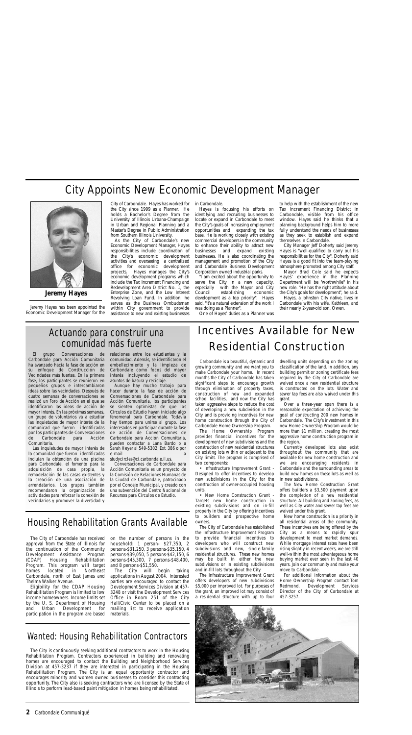# City Appoints New Economic Development Manager

**Jeremy Hayes**

Jeremy Hayes has been appointed the Economic Development Manager for the City of Carbondale. Hayes has worked for the City since 1999 as a Planner. He holds a Bachelor's Degree from the University of Illinois Urbana-Champaign in Urban and Regional Planning and a Master's Degree in Public Administration from Southern Illinois University.

As the City of Carbondale's new Economic Development Manager, Hayes responsibilities include coordination of the City's economic development activities and overseeing a centralized office for economic development projects. Hayes manages the City's economic development programs which include the Tax Increment Financing and Redevelopment Area District No. 1, the Enterprise Zone, and the Low Interest Revolving Loan Fund. In addition, he serves as the Business Ombudsman within City government to provide assistance to new and existing businesses in Carbondale.

Hayes is focusing his efforts on identifying and recruiting businesses to locate or expand in Carbondale to meet the City's goals of increasing employment opportunities and expanding the tax base. He is working closely with existing commercial developers in the community to enhance their ability to attract new businesses and expand existing businesses. He is also coordinating the management and promotion of the City and Carbondale Business Development Corporation owned industrial parks.

"I am excited about the opportunity to serve the City in a new capacity, especially with the Mayor and City Council establishing economic development as a top priority", Hayes said. "It's a natural extension of the work I was doing as a Planner".

One of Hayes' duties as a Planner was to help with the establishment of the new Tax Increment Financing District in Carbondale, visible from his office window. Hayes said he thinks that a planning background helps him to more fully understand the needs of businesses as they seek to establish and expand themselves in Carbondale.

City Manager Jeff Doherty said Jeremy Hayes is "well-qualified to carry out his responsibilities for the City". Doherty said Hayes is a good fit into the team-playing atmosphere promoted among City staff.

Mayor Brad Cole said he expects Hayes' experience in the Planning Department will be "worthwhile" in his new role. "He has the right attitude about the City's goals for development", he said.

Hayes, a Johnston City native, lives in Carbondale with his wife, Kathleen, and their nearly 2-year-old son, Owen.

## Actuando para construir una comunidad más fuerte

El grupo Conversaciones de Carbondale para Acción Comunitaria ha avanzado hacia la fase de acción en su enfoque de Construcción de Vecindades más fuertes. En la primera fase, los participantes se reunieron en pequeños grupos e intercambiaron ideas sobre las vecindades. Después de cuatro semanas de conversaciones se realizó un Foro de Acción en el que se identificaron las ideas de acción de mayor interés. En las próximas semanas, un grupo de voluntarios va a estudiar las inquietudes de mayor interés de la comunidad que fueron identificadas por los participantes de Conversaciones de Carbondale para Acción Comunitaria.

Las inquietudes de mayor interés de la comunidad que fueron identificadas incluían la obtención de una piscina para Carbondale, el fomento para la adquisición de casa propia, la remodelación de las casas existentes y la creación de una asociación de arrendatarios. Los grupos también recomendaron la organización de actividades para reforzar la conexión de vecindarios y promover la diversidad y relaciones entre los estudiantes y la comunidad. Además, se identificaron el embellecimiento y la limpieza de Carbondale como focos del mayor interés incluyendo el estudio de asuntos de basura y reciclaje.

Aunque hay mucho trabajo para hacer durante la fase de acción de Conversaciones de Carbondale para Acción Comunitaria, los participantes se sienten optimistas de que los Círculos de Estudio hayan iniciado algo fenomenal para Carbondale. Todavía hay tiempo para unirse al grupo. Los interesados en participar durante la fase de acción de Conversaciones de Carbondale para Acción Comunitaria, pueden contactar a Lana Bardo o a Sarah Heyer al 549-5302, Ext. 386 o por e-mail a studycircles@ci.carbondale.il.us.

Conversaciones de Carbondale para Acción Comunitaria es un proyecto de la Comisión de Relaciones Humanas de la Ciudad de Carbondale, patrocinado por el Concejo Municipal, y creado con una subvención del Centro Nacional de Recursos para Círculos de Estudio.

## Incentives Available for New Residential Construction

Carbondale is a beautiful, dynamic and growing community and we want you to make Carbondale your home. In recent months the City of Carbondale has taken significant steps to encourage growth through elimination of property taxes, construction of new and expanded school facilities, and now the City has taken aggressive steps to reduce the cost of developing a new subdivision in the City and is providing incentives for new home construction through the City of Carbondale Home Ownership Program.

The Home Ownership Program provides financial incentives for the development of new subdivisions and the construction of new residential structures on existing lots within or adjacent to the City limits. The program is comprised of two components:

- Infrastructure Improvement Grant - Designed to offer incentives to develop new subdivisions in the City for the construction of owner-occupied housing units.
- New Home Construction Grant - Targets new home construction in existing subdivisions and on in-fill property in the City by offering incentives to builders and prospective home owners.

The City of Carbondale has established the Infrastructure Improvement Program to provide financial incentives to developers who will construct new subdivisions and new, single-family residential structures. These new homes may be built in either the new subdivisions or in existing subdivisions and in-fill lots throughout the City.

The Infrastructure Improvement Grant offers developers of new subdivisions $5,000 per improved lot. For purposes of the grant, an improved lot may consist of a residential structure with up to four dwelling units depending on the zoning classification of the land. In addition, any building permit or zoning certificate fees required by the City of Carbondale are waived once a new residential structure is constructed on the lots. Water and sewer tap fees are also waived under this grant.

Over a three-year span there is a reasonable expectation of achieving the goal of constructing 200 new homes in Carbondale. The City's investment in this new Home Ownership Program would be more than $1 million, creating the most aggressive home construction program in the region.

Currently developed lots also exist throughout the community that are available for new home construction and we are encouraging residents in Carbondale and the surrounding areas to build new homes on these lots as well as in new subdivisions.

The New Home Construction Grant offers builders a $3,500 payment upon the completion of a new residential structure. All building and zoning fees, as well as City water and sewer tap fees are waived under this grant.

New home construction is a priority in all residential areas of the community. These incentives are being offered by the City as a means to rapidly spur development to meet market demands. While mortgage interest rates have been rising slightly in recent weeks, we are still well-within the most advantageous home buying market ever seen in the last 40 years. Join our community and make your move to Carbondale.

For additional information about the Home Ownership Program contact Tom Redmond, Development Services Director of the City of Carbondale at 457-3257.

## Housing Rehabilitation Grants Available

The City of Carbondale has received approval from the State of Illinois for the continuation of the Community Development Assistance Program (CDAP) Housing Rehabilitation Program. This program will target homes located in Northeast Carbondale, north of East James and Thelma Walker Avenue.

Eligibility for the CDAP Housing Rehabilitation Program is limited to low income homeowners. Income limits set by the U. S. Department of Housing and Urban Development for participation in the program are based on the number of persons in the household: 1 person- $27,350, 2 persons-$31,250, 3 persons-$35,150, 4 persons-$39,050, 5 persons-$42,150, 6 persons-$45,300, 7 persons-$48,400, and 8 persons-$51,550.

The City will begin taking applications in August 2004. Interested parties are encouraged to contact the Development Services Division at 457-3248 or visit the Development Services Office in Room 251 of the City Hall/Civic Center to be placed on a mailing list to receive application materials.

## Wanted: Housing Rehabilitation Contractors

The City is continuously seeking additional contractors to work in the Housing Rehabilitation Program. Contractors experienced in building and renovating homes are encouraged to contact the Building and Neighborhood Services Division at 457-3237 if they are interested in participating in the Housing Rehabilitation Program. The City is an equal opportunity contractor and encourages minority and women owned businesses to consider this contracting opportunity. The City also is seeking contractors who are licensed by the State of Illinois to perform lead-based paint mitigation in homes being rehabilitated.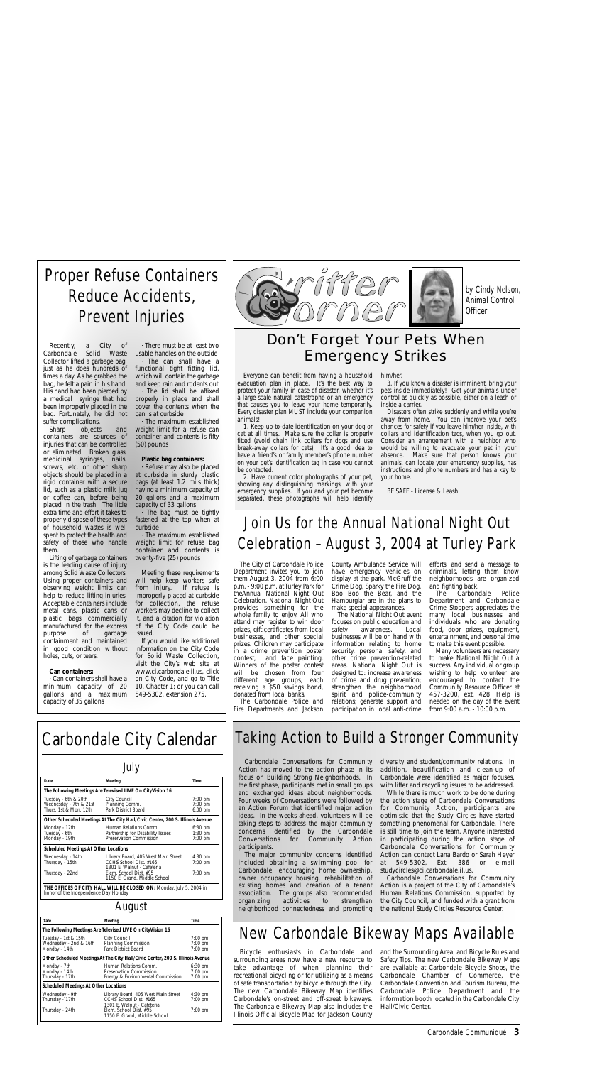# Proper Refuse Containers Reduce Accidents, Prevent Injuries

Recently, a City of Carbondale Solid Waste Collector lifted a garbage bag, just as he does hundreds of times a day. As he grabbed the bag, he felt a pain in his hand. His hand had been pierced by a medical syringe that had been improperly placed in the bag. Fortunately, he did not suffer complications.

Sharp objects and containers are sources of injuries that can be controlled or eliminated. Broken glass, medicinal syringes, nails, screws, etc. or other sharp objects should be placed in a rigid container with a secure lid, such as a plastic milk jug or coffee can, before being placed in the trash. The little extra time and effort it takes to properly dispose of these types of household wastes is well spent to protect the health and safety of those who handle them.

Lifting of garbage containers is the leading cause of injury among Solid Waste Collectors. Using proper containers and observing weight limits can help to reduce lifting injuries. Acceptable containers include metal cans, plastic cans or plastic bags commercially manufactured for the express purpose of garbage containment and maintained in good condition without holes, cuts, or tears.

**Can containers:**

· Can containers shall have a minimum capacity of 20 gallons and a maximum capacity of 35 gallons

· There must be at least two usable handles on the outside

· The can shall have a functional tight fitting lid, which will contain the garbage and keep rain and rodents out

· The lid shall be affixed properly in place and shall cover the contents when the can is at curbside

· The maximum established weight limit for a refuse can container and contents is fifty (50) pounds

**Plastic bag containers:**

· Refuse may also be placed at curbside in sturdy plastic bags (at least 1.2 mils thick) having a minimum capacity of 20 gallons and a maximum capacity of 33 gallons

· The bag must be tightly fastened at the top when at curbside

· The maximum established weight limit for refuse bag container and contents is twenty-five (25) pounds

Meeting these requirements will help keep workers safe from injury. If refuse is improperly placed at curbside for collection, the refuse workers may decline to collect it, and a citation for violation of the City Code could be issued.

If you would like additional information on the City Code for Solid Waste Collection, visit the City's web site at www.ci.carbondale.il.us, click on City Code, and go to Title 10, Chapter 1; or you can call 549-5302, extension 275.

# Critter Corner

*by Cindy Nelson, Animal Control Officer*

## Don't Forget Your Pets When Emergency Strikes

Everyone can benefit from having a household evacuation plan in place. It's the best way to protect your family in case of disaster, whether it's a large-scale natural catastrophe or an emergency that causes you to leave your home temporarily. Every disaster plan MUST include your companion animals!

1. Keep up-to-date identification on your dog or cat at all times. Make sure the collar is properly fitted (avoid chain link collars for dogs and use break-away collars for cats). It's a good idea to have a friend's or family member's phone number on your pet's identification tag in case you cannot be contacted.

2. Have current color photographs of your pet, showing any distinguishing markings, with your emergency supplies. If you and your pet become separated, these photographs will help identify him/her.

3. If you know a disaster is imminent, bring your pets inside immediately! Get your animals under control as quickly as possible, either on a leash or inside a carrier.

Disasters often strike suddenly and while you're away from home. You can improve your pet's chances for safety if you leave him/her inside, with collars and identification tags, when you go out. Consider an arrangement with a neighbor who would be willing to evacuate your pet in your absence. Make sure that person knows your animals, can locate your emergency supplies, has instructions and phone numbers and has a key to your home.

BE SAFE - License & Leash

# Join Us for the Annual National Night Out Celebration – August 3, 2004 at Turley Park

The City of Carbondale Police Department invites you to join them August 3, 2004 from 6:00 p.m. - 9:00 p.m. at Turley Park for theAnnual National Night Out Celebration. National Night Out provides something for the whole family to enjoy. All who attend may register to win door prizes, gift certificates from local businesses, and other special prizes. Children may participate in a crime prevention poster contest, and face painting. Winners of the poster contest will be chosen from four different age groups, each receiving a $50 savings bond, donated from local banks.

The Carbondale Police and Fire Departments and Jackson County Ambulance Service will have emergency vehicles on display at the park. McGruff the Crime Dog, Sparky the Fire Dog, Boo Boo the Bear, and the Hamburglar are in the plans to make special appearances.

The National Night Out event focuses on public education and safety awareness. Local businesses will be on hand with information relating to home security, personal safety, and other crime prevention-related areas. National Night Out is designed to: increase awareness of crime and drug prevention; strengthen the neighborhood spirit and police-community relations; generate support and participation in local anti-crime efforts; and send a message to criminals, letting them know neighborhoods are organized and fighting back.

The Carbondale Police Department and Carbondale Crime Stoppers appreciates the many local businesses and individuals who are donating food, door prizes, equipment, entertainment, and personal time to make this event possible.

Many volunteers are necessary to make National Night Out a success. Any individual or group wishing to help volunteer are encouraged to contact the Community Resource Officer at 457-3200, ext. 428. Help is needed on the day of the event from 9:00 a.m. - 10:00 p.m.

# Carbondale City Calendar

## July

| Date | Meeting | Time |
|---|---|---|
| **The Following Meetings Are Televised LIVE On CityVision 16** | | |
| Tuesday - 6th & 20th | City Council | 7:00 pm |
| Wednesday - 7th & 21st | Planning Comm. | 7:00 pm |
| Thurs. 1st & Mon. 12th | Park District Board | 6:00 pm |
| **Other Scheduled Meetings At The City Hall/Civic Center, 200 S. Illinois Avenue** | | |
| Monday - 12th | Human Relations Comm. | 6:30 pm |
| Tuesday - 6th | Partnership for Disability Issues | 1:30 pm |
| Monday - 19th | Preservation Commission | 7:00 pm |
| **Scheduled Meetings At Other Locations** | | |
| Wednesday - 14th | Library Board, 405 West Main Street | 4:30 pm |
| Thursday - 15th | CCHS School Dist. #165<br>1301 E. Walnut - Cafeteria | 7:00 pm |
| Thursday - 22nd | Elem. School Dist. #95<br>1150 E. Grand, Middle School | 7:00 pm |

**THE OFFICES OF CITY HALL WILL BE CLOSED ON:** Monday, July 5, 2004 in honor of the Independence Day Holiday

## August

| Date | Meeting | Time |
|---|---|---|
| **The Following Meetings Are Televised LIVE On CityVision 16** | | |
| Tuesday - 1st & 15th | City Council | 7:00 pm |
| Wednesday - 2nd & 16th | Planning Commission | 7:00 pm |
| Monday - 14th | Park District Board | 7:00 pm |
| **Other Scheduled Meetings At The City Hall/Civic Center, 200 S. Illinois Avenue** | | |
| Monday - 7th | Human Relations Comm. | 6:30 pm |
| Monday - 14th | Preservation Commission | 7:00 pm |
| Thursday - 17th | Energy & Environmental Commission | 7:00 pm |
| **Scheduled Meetings At Other Locations** | | |
| Wednesday - 9th | Library Board, 405 West Main Street | 4:30 pm |
| Thursday - 17th | CCHS School Dist. #165<br>1301 E. Walnut - Cafeteria | 7:00 pm |
| Thursday - 24th | Elem. School Dist. #95<br>1150 E. Grand, Middle School | 7:00 pm |

# Taking Action to Build a Stronger Community

Carbondale Conversations for Community Action has moved to the action phase in its focus on Building Strong Neighborhoods. In the first phase, participants met in small groups and exchanged ideas about neighborhoods. Four weeks of Conversations were followed by an Action Forum that identified major action ideas. In the weeks ahead, volunteers will be taking steps to address the major community concerns identified by the Carbondale Conversations for Community Action participants.

The major community concerns identified included obtaining a swimming pool for Carbondale, encouraging home ownership, owner occupancy housing, rehabilitation of existing homes and creation of a tenant association. The groups also recommended organizing activities to strengthen neighborhood connectedness and promoting diversity and student/community relations. In addition, beautification and clean-up of Carbondale were identified as major focuses, with litter and recycling issues to be addressed.

While there is much work to be done during the action stage of Carbondale Conversations for Community Action, participants are optimistic that the Study Circles have started something phenomenal for Carbondale. There is still time to join the team. Anyone interested in participating during the action stage of Carbondale Conversations for Community Action can contact Lana Bardo or Sarah Heyer at 549-5302, Ext. 386 or e-mail studycircles@ci.carbondale.il.us.

Carbondale Conversations for Community Action is a project of the City of Carbondale's Human Relations Commission, supported by the City Council, and funded with a grant from the national Study Circles Resource Center.

# New Carbondale Bikeway Maps Available

Bicycle enthusiasts in Carbondale and surrounding areas now have a new resource to take advantage of when planning their recreational bicycling or for utilizing as a means of safe transportation by bicycle through the City. The new Carbondale Bikeway Map identifies Carbondale's on-street and off-street bikeways. The Carbondale Bikeway Map also includes the Illinois Official Bicycle Map for Jackson County and the Surrounding Area, and Bicycle Rules and Safety Tips. The new Carbondale Bikeway Maps are available at Carbondale Bicycle Shops, the Carbondale Chamber of Commerce, the Carbondale Convention and Tourism Bureau, the Carbondale Police Department and the information booth located in the Carbondale City Hall/Civic Center.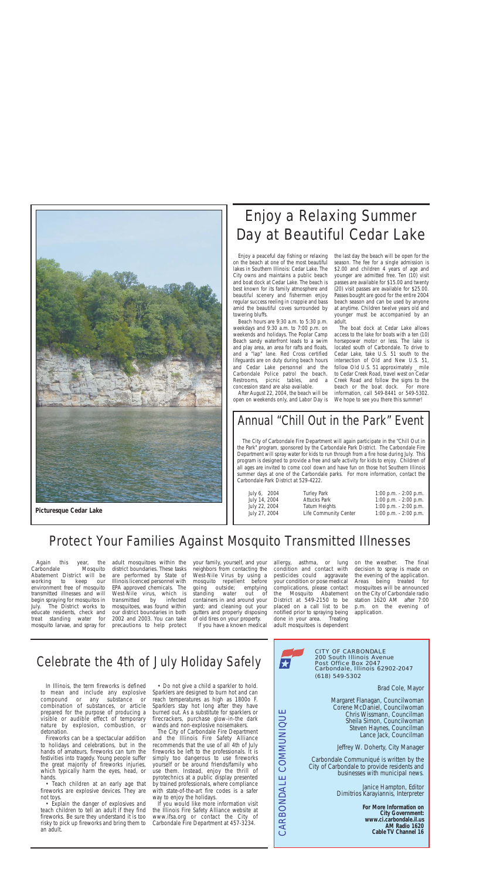**Picturesque Cedar Lake**

# Enjoy a Relaxing Summer Day at Beautiful Cedar Lake

Enjoy a peaceful day fishing or relaxing on the beach at one of the most beautiful lakes in Southern Illinois: Cedar Lake. The City owns and maintains a public beach and boat dock at Cedar Lake. The beach is best known for its family atmosphere and beautiful scenery and fishermen enjoy regular success reeling in crappie and bass amid the beautiful coves surrounded by towering bluffs.

Beach hours are 9:30 a.m. to 5:30 p.m. weekdays and 9:30 a.m. to 7:00 p.m. on weekends and holidays. The Poplar Camp Beach sandy waterfront leads to a swim and play area, an area for rafts and floats, and a "lap" lane. Red Cross certified lifeguards are on duty during beach hours and Cedar Lake personnel and the Carbondale Police patrol the beach. Restrooms, picnic tables, and a concession stand are also available.

After August 22, 2004, the beach will be open on weekends only, and Labor Day is the last day the beach will be open for the season. The fee for a single admission is $2.00 and children 4 years of age and younger are admitted free. Ten (10) visit passes are available for $15.00 and twenty (20) visit passes are available for $25.00. Passes bought are good for the entire 2004 beach season and can be used by anyone at anytime. Children twelve years old and younger must be accompanied by an adult.

The boat dock at Cedar Lake allows access to the lake for boats with a ten (10) horsepower motor or less. The lake is located south of Carbondale. To drive to Cedar Lake, take U.S. 51 south to the intersection of Old and New U.S. 51, follow Old U.S. 51 approximately _ mile to Cedar Creek Road, travel west on Cedar Creek Road and follow the signs to the beach or the boat dock. For more information, call 549-8441 or 549-5302. We hope to see you there this summer!

# Annual "Chill Out in the Park" Event

The City of Carbondale Fire Department will again participate in the "Chill Out in the Park" program, sponsored by the Carbondale Park District. The Carbondale Fire Department will spray water for kids to run through from a fire hose during July. This program is designed to provide a free and safe activity for kids to enjoy. Children of all ages are invited to come cool down and have fun on those hot Southern Illinois summer days at one of the Carbondale parks. For more information, contact the Carbondale Park District at 529-4222.

| | | |
|---|---|---|
| July 6, 2004 | Turley Park | 1:00 p.m. - 2:00 p.m. |
| July 14, 2004 | Attucks Park | 1:00 p.m. - 2:00 p.m. |
| July 22, 2004 | Tatum Heights | 1:00 p.m. - 2:00 p.m. |
| July 27, 2004 | Life Community Center | 1:00 p.m. - 2:00 p.m. |

# Protect Your Families Against Mosquito Transmitted Illnesses

Again this year, the Carbondale Mosquito Abatement District will be working to keep our environment free of mosquito transmitted illnesses and will begin spraying for mosquitos in July. The District works to educate residents, check and treat standing water for mosquito larvae, and spray for adult mosquitoes within the district boundaries. These tasks are performed by State of Illinois licenced personnel with EPA approved chemicals. The West-Nile virus, which is transmitted by infected mosquitoes, was found within our district boundaries in both 2002 and 2003. You can take precautions to help protect your family, yourself, and your neighbors from contacting the West-Nile Virus by using a mosquito repellent before going outside; emptying standing water out of containers in and around your yard; and cleaning out your gutters and properly disposing of old tires on your property.

If you have a known medical allergy, asthma, or lung condition and contact with pesticides could aggravate your condition or pose medical complications, please contact the Mosquito Abatement District at 549-2150 to be placed on a call list to be notified prior to spraying being done in your area. Treating adult mosquitoes is dependent on the weather. The final decision to spray is made on the evening of the application. Areas being treated for mosquitoes will be announced on the City of Carbondale radio station 1620 AM after 7:00 p.m. on the evening of application.

# Celebrate the 4th of July Holiday Safely

In Illinois, the term fireworks is defined to mean and include any explosive compound or any substance or combination of substances, or article prepared for the purpose of producing a visible or audible effect of temporary nature by explosion, combustion, or detonation.

Fireworks can be a spectacular addition to holidays and celebrations, but in the hands of amateurs, fireworks can turn the festivities into tragedy. Young people suffer the great majority of fireworks injuries, which typically harm the eyes, head, or hands.

- Teach children at an early age that fireworks are explosive devices. They are not toys.
- Explain the danger of explosives and teach children to tell an adult if they find fireworks. Be sure they understand it is too risky to pick up fireworks and bring them to an adult.
- Do not give a child a sparkler to hold. Sparklers are designed to burn hot and can reach temperatures as high as 1800o F. Sparklers stay hot long after they have burned out. As a substitute for sparklers or firecrackers, purchase glow-in-the dark wands and non-explosive noisemakers.

The City of Carbondale Fire Department and the Illinois Fire Safety Alliance recommends that the use of all 4th of July fireworks be left to the professionals. It is simply too dangerous to use fireworks yourself or be around friends/family who use them. Instead, enjoy the thrill of pyrotechnics at a public display presented by trained professionals, where compliance with state-of-the-art fire codes is a safer way to enjoy the holidays.

If you would like more information visit the Illinois Fire Safety Alliance website at www.ifsa.org or contact the City of Carbondale Fire Department at 457-3234.

CARBONDALE COMMUNIQUE

CITY OF CARBONDALE
200 South Illinois Avenue
Post Office Box 2047
Carbondale, Illinois 62902-2047
(618) 549-5302

Brad Cole, Mayor

Margaret Flanagan, Councilwoman
Corene McDaniel, Councilwoman
Chris Wissmann, Councilman
Sheila Simon, Councilwoman
Steven Haynes, Councilman
Lance Jack, Councilman

Jeffrey W. Doherty, City Manager

Carbondale Communiqué is written by the City of Carbondale to provide residents and businesses with municipal news.

Janice Hampton, Editor
Dimitrios Karayiannis, Interpreter

**For More Information on City Government:**
**www.ci.carbondale.il.us**
**AM Radio 1620**
**Cable TV Channel 16**